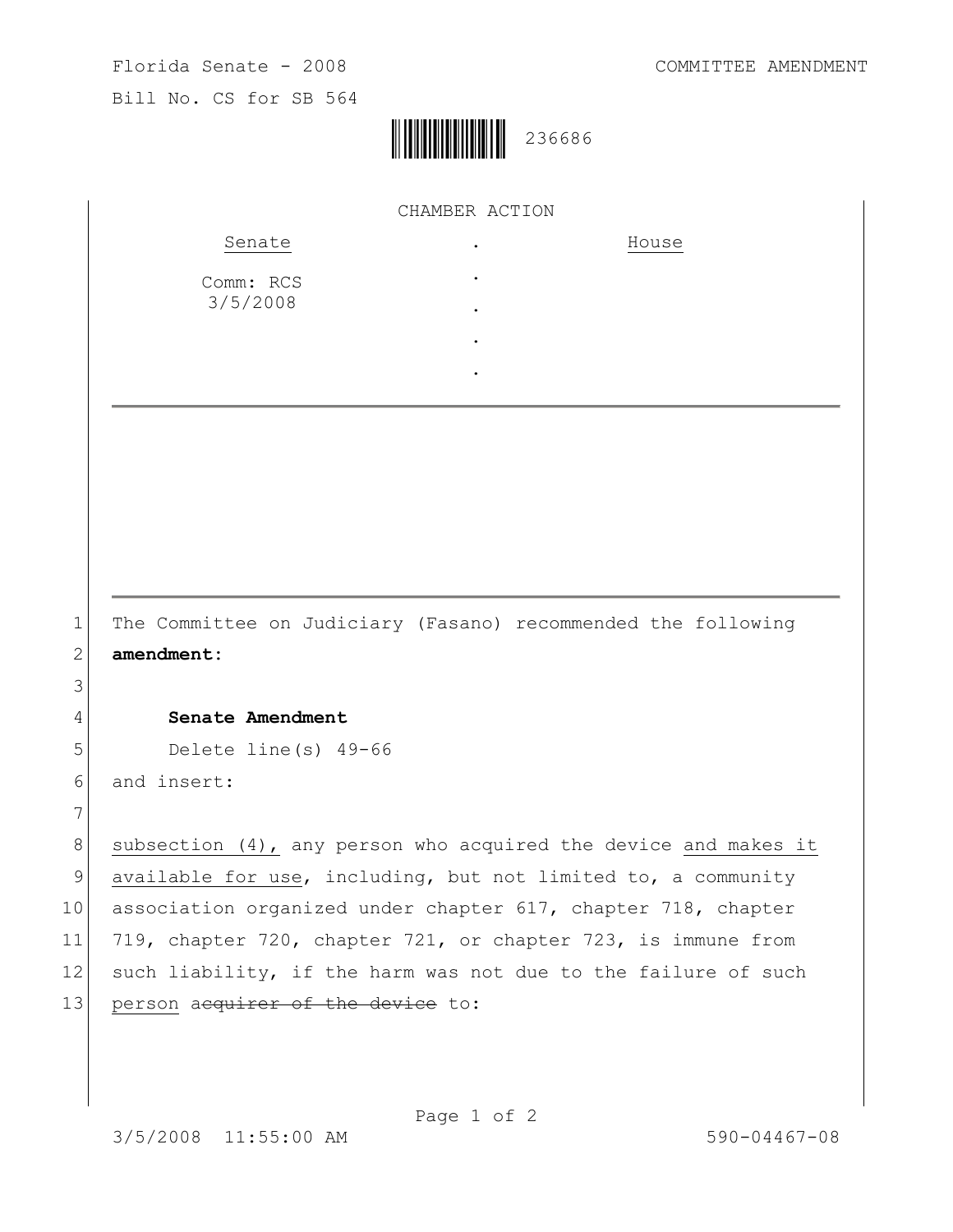Florida Senate - 2008 COMMITTEE AMENDMENT

Bill No. CS for SB 564

236686

CHAMBER ACTION

| Senate | . | House |
|---|---|---|
| Comm: RCS 3/5/2008 | . | |
| | . | |
| | . | |
| | . | |

The Committee on Judiciary (Fasano) recommended the following **amendment:**

**Senate Amendment**

Delete line(s) 49-66

and insert:

subsection (4), any person who acquired the device and makes it available for use, including, but not limited to, a community association organized under chapter 617, chapter 718, chapter 719, chapter 720, chapter 721, or chapter 723, is immune from such liability, if the harm was not due to the failure of such person ~~acquirer of the device~~ to:

3/5/2008 11:55:00 AM 590-04467-08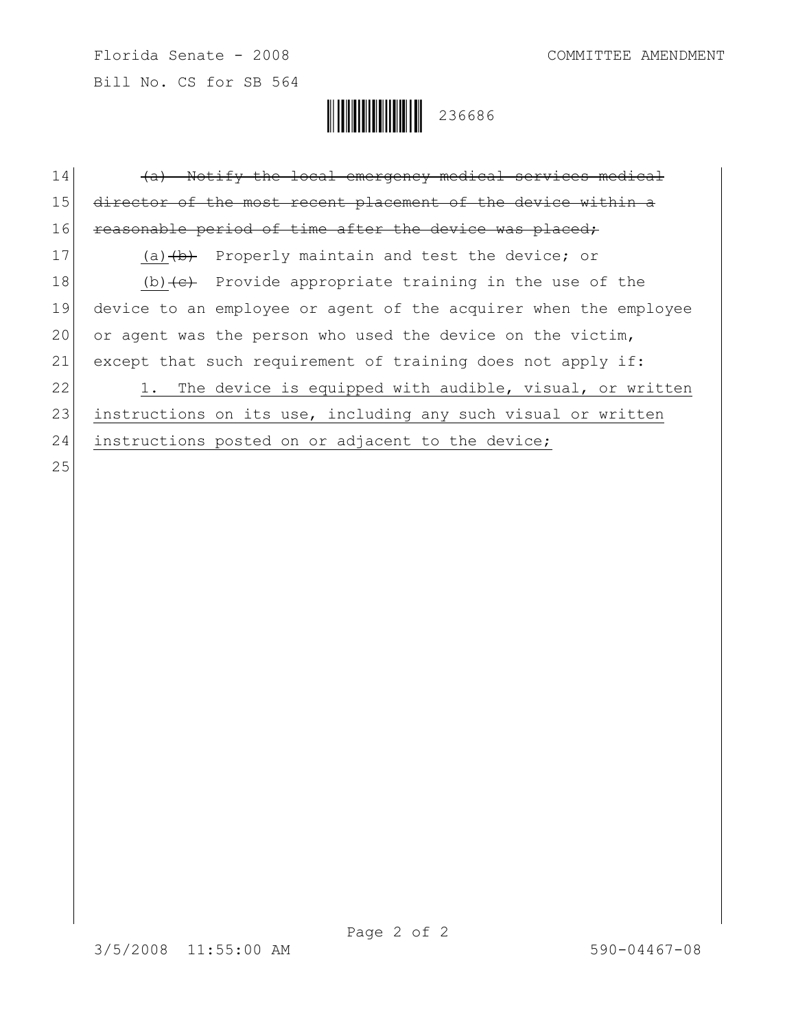~~(a) Notify the local emergency medical services medical director of the most recent placement of the device within a reasonable period of time after the device was placed;~~

(a)~~(b)~~ Properly maintain and test the device; or

(b)~~(c)~~ Provide appropriate training in the use of the device to an employee or agent of the acquirer when the employee or agent was the person who used the device on the victim, except that such requirement of training does not apply if:

1. The device is equipped with audible, visual, or written instructions on its use, including any such visual or written instructions posted on or adjacent to the device;